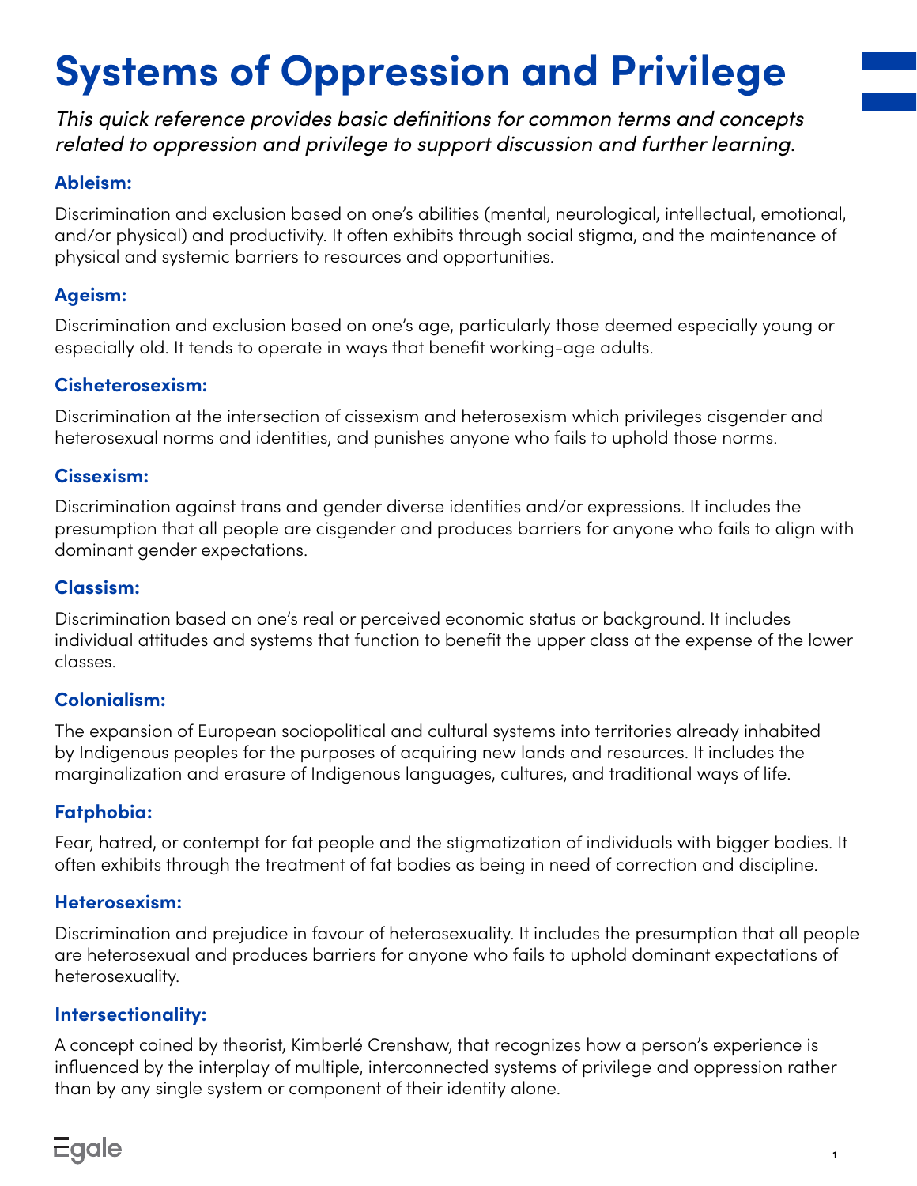# Systems of Oppression and Privilege

*This quick reference provides basic definitions for common terms and concepts related to oppression and privilege to support discussion and further learning.*

### Ableism:

Discrimination and exclusion based on one's abilities (mental, neurological, intellectual, emotional, and/or physical) and productivity. It often exhibits through social stigma, and the maintenance of physical and systemic barriers to resources and opportunities.

### Ageism:

Discrimination and exclusion based on one's age, particularly those deemed especially young or especially old. It tends to operate in ways that benefit working-age adults.

### Cisheterosexism:

Discrimination at the intersection of cissexism and heterosexism which privileges cisgender and heterosexual norms and identities, and punishes anyone who fails to uphold those norms.

### Cissexism:

Discrimination against trans and gender diverse identities and/or expressions. It includes the presumption that all people are cisgender and produces barriers for anyone who fails to align with dominant gender expectations.

### Classism:

Discrimination based on one's real or perceived economic status or background. It includes individual attitudes and systems that function to benefit the upper class at the expense of the lower classes.

### Colonialism:

The expansion of European sociopolitical and cultural systems into territories already inhabited by Indigenous peoples for the purposes of acquiring new lands and resources. It includes the marginalization and erasure of Indigenous languages, cultures, and traditional ways of life.

### Fatphobia:

Fear, hatred, or contempt for fat people and the stigmatization of individuals with bigger bodies. It often exhibits through the treatment of fat bodies as being in need of correction and discipline.

### Heterosexism:

Discrimination and prejudice in favour of heterosexuality. It includes the presumption that all people are heterosexual and produces barriers for anyone who fails to uphold dominant expectations of heterosexuality.

### Intersectionality:

A concept coined by theorist, Kimberlé Crenshaw, that recognizes how a person's experience is influenced by the interplay of multiple, interconnected systems of privilege and oppression rather than by any single system or component of their identity alone.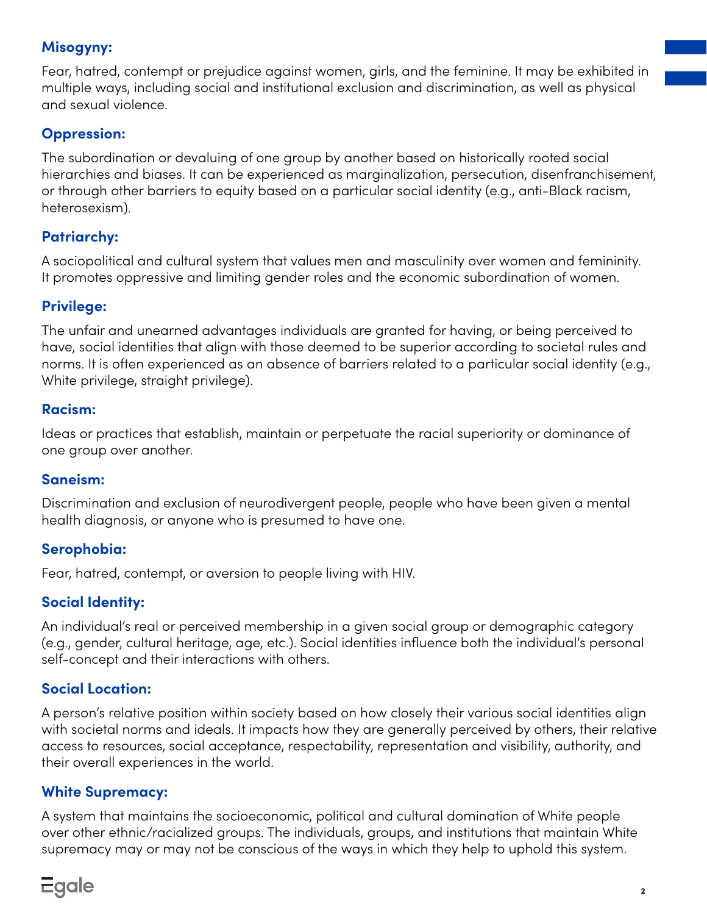### Misogyny:

Fear, hatred, contempt or prejudice against women, girls, and the feminine. It may be exhibited in multiple ways, including social and institutional exclusion and discrimination, as well as physical and sexual violence.

### Oppression:

The subordination or devaluing of one group by another based on historically rooted social hierarchies and biases. It can be experienced as marginalization, persecution, disenfranchisement, or through other barriers to equity based on a particular social identity (e.g., anti-Black racism, heterosexism).

### Patriarchy:

A sociopolitical and cultural system that values men and masculinity over women and femininity. It promotes oppressive and limiting gender roles and the economic subordination of women.

### Privilege:

The unfair and unearned advantages individuals are granted for having, or being perceived to have, social identities that align with those deemed to be superior according to societal rules and norms. It is often experienced as an absence of barriers related to a particular social identity (e.g., White privilege, straight privilege).

### Racism:

Ideas or practices that establish, maintain or perpetuate the racial superiority or dominance of one group over another.

### Saneism:

Discrimination and exclusion of neurodivergent people, people who have been given a mental health diagnosis, or anyone who is presumed to have one.

### Serophobia:

Fear, hatred, contempt, or aversion to people living with HIV.

### Social Identity:

An individual's real or perceived membership in a given social group or demographic category (e.g., gender, cultural heritage, age, etc.). Social identities influence both the individual's personal self-concept and their interactions with others.

### Social Location:

A person's relative position within society based on how closely their various social identities align with societal norms and ideals. It impacts how they are generally perceived by others, their relative access to resources, social acceptance, respectability, representation and visibility, authority, and their overall experiences in the world.

### White Supremacy:

A system that maintains the socioeconomic, political and cultural domination of White people over other ethnic/racialized groups. The individuals, groups, and institutions that maintain White supremacy may or may not be conscious of the ways in which they help to uphold this system.